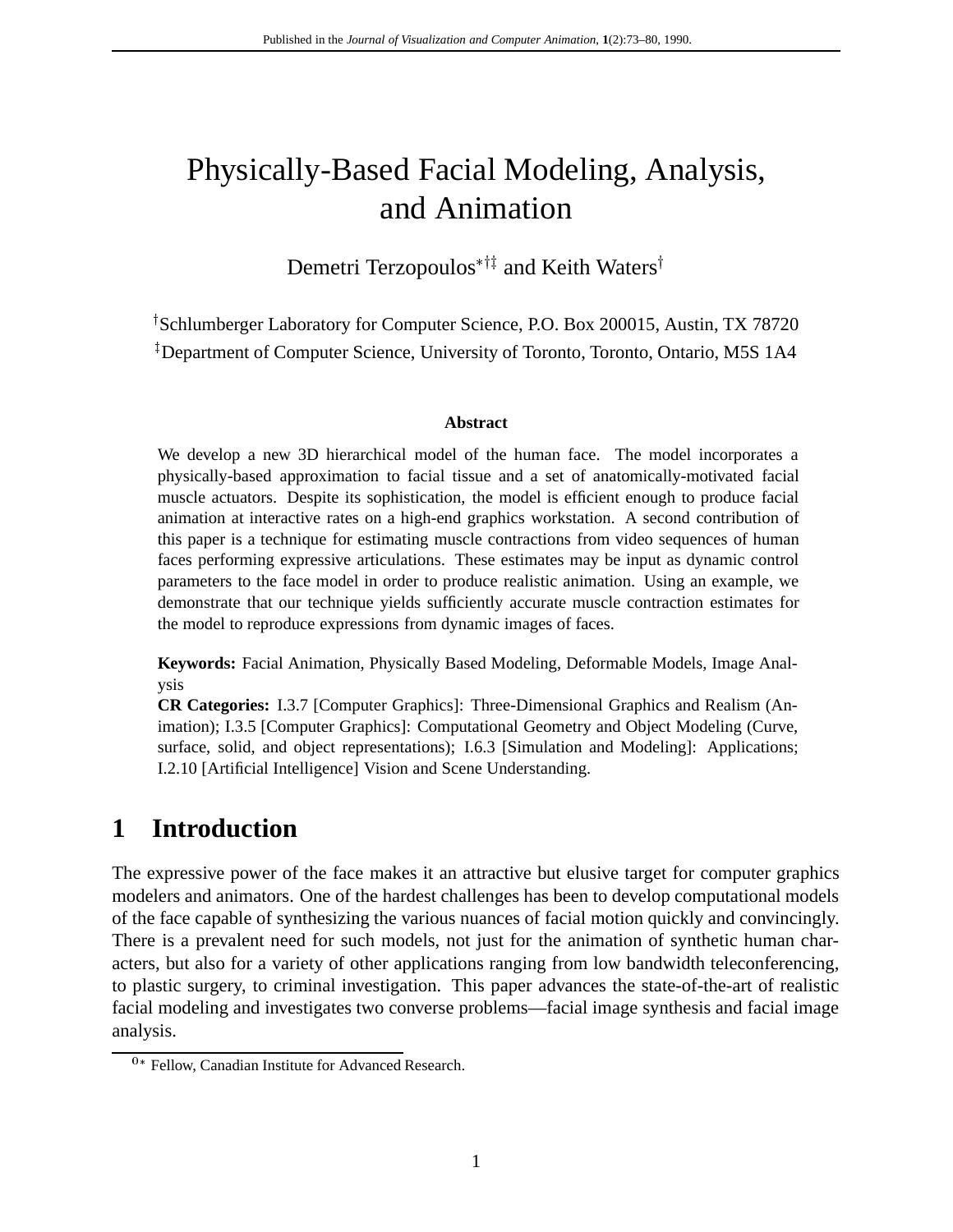# Physically-Based Facial Modeling, Analysis, and Animation

Demetri Terzopoulos[*†‡] and Keith Waters[†]

[†]Schlumberger Laboratory for Computer Science, P.O. Box 200015, Austin, TX 78720

[‡]Department of Computer Science, University of Toronto, Toronto, Ontario, M5S 1A4

**Abstract**

We develop a new 3D hierarchical model of the human face. The model incorporates a physically-based approximation to facial tissue and a set of anatomically-motivated facial muscle actuators. Despite its sophistication, the model is efficient enough to produce facial animation at interactive rates on a high-end graphics workstation. A second contribution of this paper is a technique for estimating muscle contractions from video sequences of human faces performing expressive articulations. These estimates may be input as dynamic control parameters to the face model in order to produce realistic animation. Using an example, we demonstrate that our technique yields sufficiently accurate muscle contraction estimates for the model to reproduce expressions from dynamic images of faces.

**Keywords:** Facial Animation, Physically Based Modeling, Deformable Models, Image Analysis

**CR Categories:** I.3.7 [Computer Graphics]: Three-Dimensional Graphics and Realism (Animation); I.3.5 [Computer Graphics]: Computational Geometry and Object Modeling (Curve, surface, solid, and object representations); I.6.3 [Simulation and Modeling]: Applications; I.2.10 [Artificial Intelligence] Vision and Scene Understanding.

## 1 Introduction

The expressive power of the face makes it an attractive but elusive target for computer graphics modelers and animators. One of the hardest challenges has been to develop computational models of the face capable of synthesizing the various nuances of facial motion quickly and convincingly. There is a prevalent need for such models, not just for the animation of synthetic human characters, but also for a variety of other applications ranging from low bandwidth teleconferencing, to plastic surgery, to criminal investigation. This paper advances the state-of-the-art of realistic facial modeling and investigates two converse problems—facial image synthesis and facial image analysis.

[0*] Fellow, Canadian Institute for Advanced Research.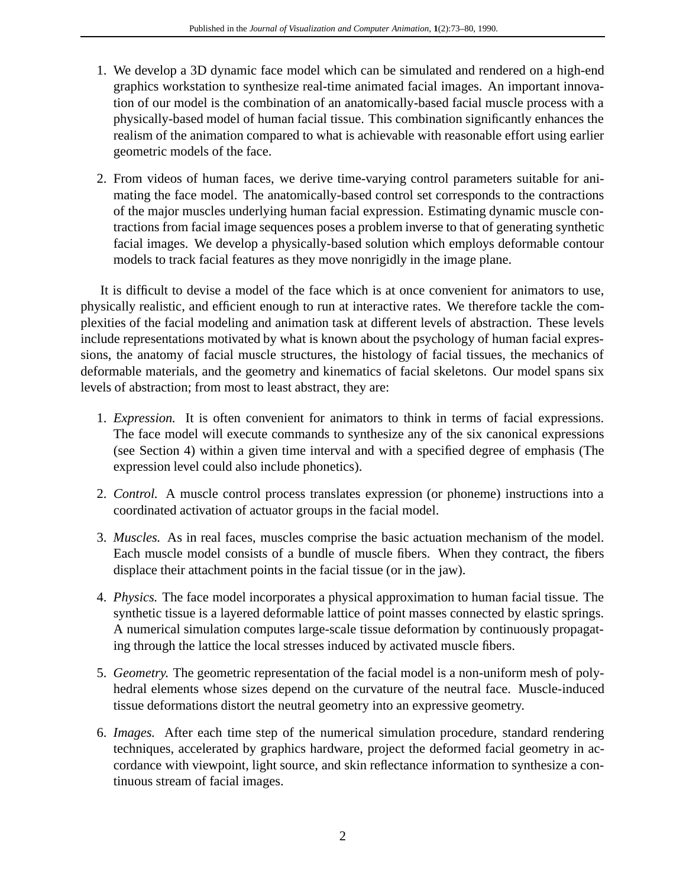1. We develop a 3D dynamic face model which can be simulated and rendered on a high-end graphics workstation to synthesize real-time animated facial images. An important innovation of our model is the combination of an anatomically-based facial muscle process with a physically-based model of human facial tissue. This combination significantly enhances the realism of the animation compared to what is achievable with reasonable effort using earlier geometric models of the face.

2. From videos of human faces, we derive time-varying control parameters suitable for animating the face model. The anatomically-based control set corresponds to the contractions of the major muscles underlying human facial expression. Estimating dynamic muscle contractions from facial image sequences poses a problem inverse to that of generating synthetic facial images. We develop a physically-based solution which employs deformable contour models to track facial features as they move nonrigidly in the image plane.

It is difficult to devise a model of the face which is at once convenient for animators to use, physically realistic, and efficient enough to run at interactive rates. We therefore tackle the complexities of the facial modeling and animation task at different levels of abstraction. These levels include representations motivated by what is known about the psychology of human facial expressions, the anatomy of facial muscle structures, the histology of facial tissues, the mechanics of deformable materials, and the geometry and kinematics of facial skeletons. Our model spans six levels of abstraction; from most to least abstract, they are:

1. *Expression.* It is often convenient for animators to think in terms of facial expressions. The face model will execute commands to synthesize any of the six canonical expressions (see Section 4) within a given time interval and with a specified degree of emphasis (The expression level could also include phonetics).

2. *Control.* A muscle control process translates expression (or phoneme) instructions into a coordinated activation of actuator groups in the facial model.

3. *Muscles.* As in real faces, muscles comprise the basic actuation mechanism of the model. Each muscle model consists of a bundle of muscle fibers. When they contract, the fibers displace their attachment points in the facial tissue (or in the jaw).

4. *Physics.* The face model incorporates a physical approximation to human facial tissue. The synthetic tissue is a layered deformable lattice of point masses connected by elastic springs. A numerical simulation computes large-scale tissue deformation by continuously propagating through the lattice the local stresses induced by activated muscle fibers.

5. *Geometry.* The geometric representation of the facial model is a non-uniform mesh of polyhedral elements whose sizes depend on the curvature of the neutral face. Muscle-induced tissue deformations distort the neutral geometry into an expressive geometry.

6. *Images.* After each time step of the numerical simulation procedure, standard rendering techniques, accelerated by graphics hardware, project the deformed facial geometry in accordance with viewpoint, light source, and skin reflectance information to synthesize a continuous stream of facial images.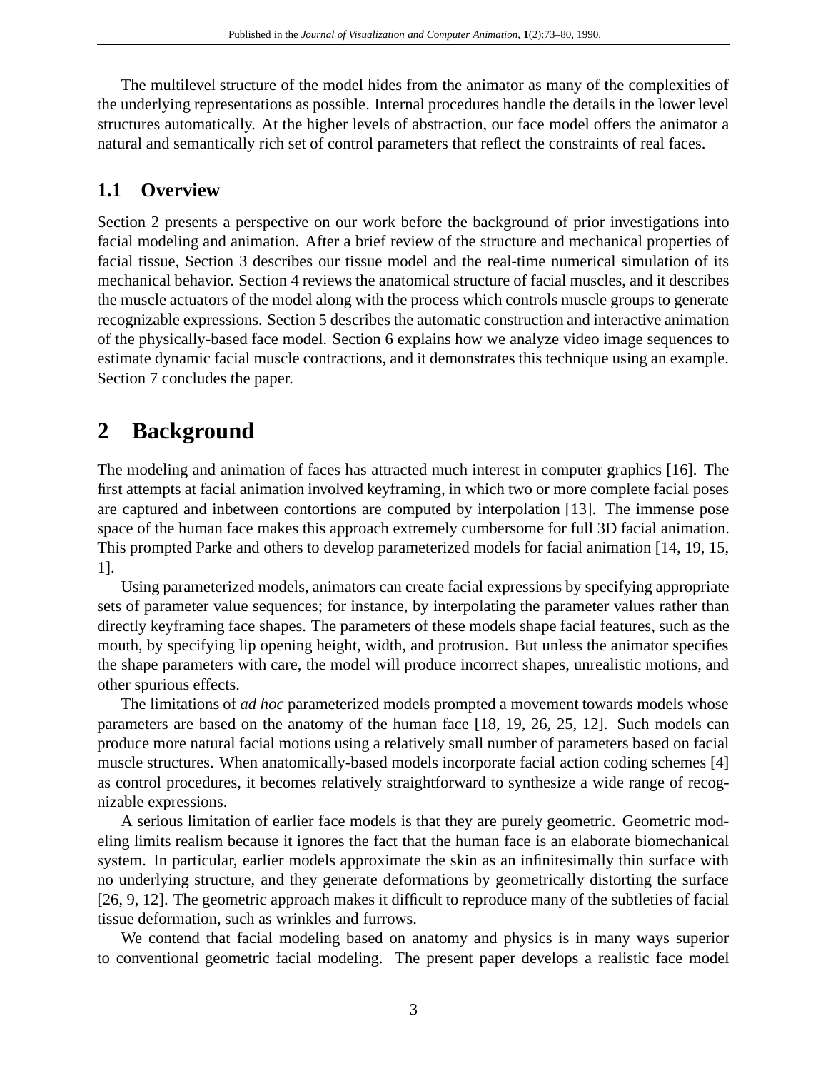The multilevel structure of the model hides from the animator as many of the complexities of the underlying representations as possible. Internal procedures handle the details in the lower level structures automatically. At the higher levels of abstraction, our face model offers the animator a natural and semantically rich set of control parameters that reflect the constraints of real faces.

### 1.1 Overview

Section 2 presents a perspective on our work before the background of prior investigations into facial modeling and animation. After a brief review of the structure and mechanical properties of facial tissue, Section 3 describes our tissue model and the real-time numerical simulation of its mechanical behavior. Section 4 reviews the anatomical structure of facial muscles, and it describes the muscle actuators of the model along with the process which controls muscle groups to generate recognizable expressions. Section 5 describes the automatic construction and interactive animation of the physically-based face model. Section 6 explains how we analyze video image sequences to estimate dynamic facial muscle contractions, and it demonstrates this technique using an example. Section 7 concludes the paper.

## 2 Background

The modeling and animation of faces has attracted much interest in computer graphics [16]. The first attempts at facial animation involved keyframing, in which two or more complete facial poses are captured and inbetween contortions are computed by interpolation [13]. The immense pose space of the human face makes this approach extremely cumbersome for full 3D facial animation. This prompted Parke and others to develop parameterized models for facial animation [14, 19, 15, 1].

Using parameterized models, animators can create facial expressions by specifying appropriate sets of parameter value sequences; for instance, by interpolating the parameter values rather than directly keyframing face shapes. The parameters of these models shape facial features, such as the mouth, by specifying lip opening height, width, and protrusion. But unless the animator specifies the shape parameters with care, the model will produce incorrect shapes, unrealistic motions, and other spurious effects.

The limitations of *ad hoc* parameterized models prompted a movement towards models whose parameters are based on the anatomy of the human face [18, 19, 26, 25, 12]. Such models can produce more natural facial motions using a relatively small number of parameters based on facial muscle structures. When anatomically-based models incorporate facial action coding schemes [4] as control procedures, it becomes relatively straightforward to synthesize a wide range of recognizable expressions.

A serious limitation of earlier face models is that they are purely geometric. Geometric modeling limits realism because it ignores the fact that the human face is an elaborate biomechanical system. In particular, earlier models approximate the skin as an infinitesimally thin surface with no underlying structure, and they generate deformations by geometrically distorting the surface [26, 9, 12]. The geometric approach makes it difficult to reproduce many of the subtleties of facial tissue deformation, such as wrinkles and furrows.

We contend that facial modeling based on anatomy and physics is in many ways superior to conventional geometric facial modeling. The present paper develops a realistic face model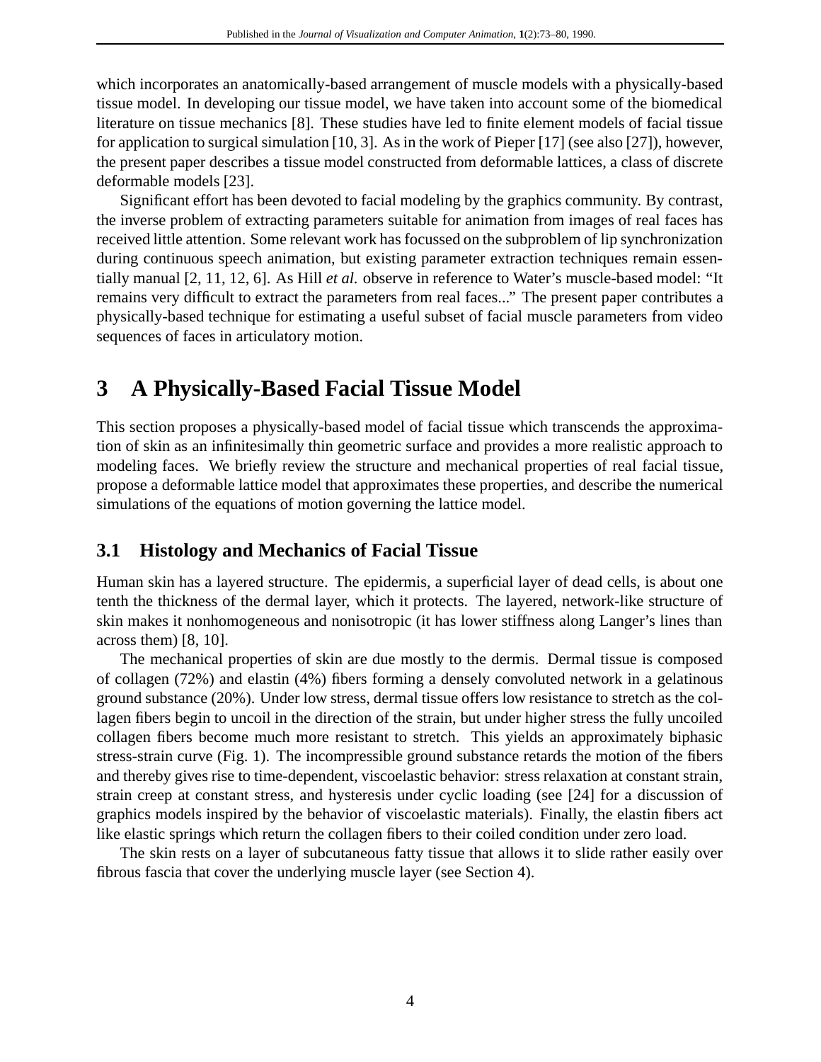which incorporates an anatomically-based arrangement of muscle models with a physically-based tissue model. In developing our tissue model, we have taken into account some of the biomedical literature on tissue mechanics [8]. These studies have led to finite element models of facial tissue for application to surgical simulation [10, 3]. As in the work of Pieper [17] (see also [27]), however, the present paper describes a tissue model constructed from deformable lattices, a class of discrete deformable models [23].

Significant effort has been devoted to facial modeling by the graphics community. By contrast, the inverse problem of extracting parameters suitable for animation from images of real faces has received little attention. Some relevant work has focussed on the subproblem of lip synchronization during continuous speech animation, but existing parameter extraction techniques remain essentially manual [2, 11, 12, 6]. As Hill *et al.* observe in reference to Water's muscle-based model: "It remains very difficult to extract the parameters from real faces..." The present paper contributes a physically-based technique for estimating a useful subset of facial muscle parameters from video sequences of faces in articulatory motion.

# 3 A Physically-Based Facial Tissue Model

This section proposes a physically-based model of facial tissue which transcends the approximation of skin as an infinitesimally thin geometric surface and provides a more realistic approach to modeling faces. We briefly review the structure and mechanical properties of real facial tissue, propose a deformable lattice model that approximates these properties, and describe the numerical simulations of the equations of motion governing the lattice model.

## 3.1 Histology and Mechanics of Facial Tissue

Human skin has a layered structure. The epidermis, a superficial layer of dead cells, is about one tenth the thickness of the dermal layer, which it protects. The layered, network-like structure of skin makes it nonhomogeneous and nonisotropic (it has lower stiffness along Langer's lines than across them) [8, 10].

The mechanical properties of skin are due mostly to the dermis. Dermal tissue is composed of collagen (72%) and elastin (4%) fibers forming a densely convoluted network in a gelatinous ground substance (20%). Under low stress, dermal tissue offers low resistance to stretch as the collagen fibers begin to uncoil in the direction of the strain, but under higher stress the fully uncoiled collagen fibers become much more resistant to stretch. This yields an approximately biphasic stress-strain curve (Fig. 1). The incompressible ground substance retards the motion of the fibers and thereby gives rise to time-dependent, viscoelastic behavior: stress relaxation at constant strain, strain creep at constant stress, and hysteresis under cyclic loading (see [24] for a discussion of graphics models inspired by the behavior of viscoelastic materials). Finally, the elastin fibers act like elastic springs which return the collagen fibers to their coiled condition under zero load.

The skin rests on a layer of subcutaneous fatty tissue that allows it to slide rather easily over fibrous fascia that cover the underlying muscle layer (see Section 4).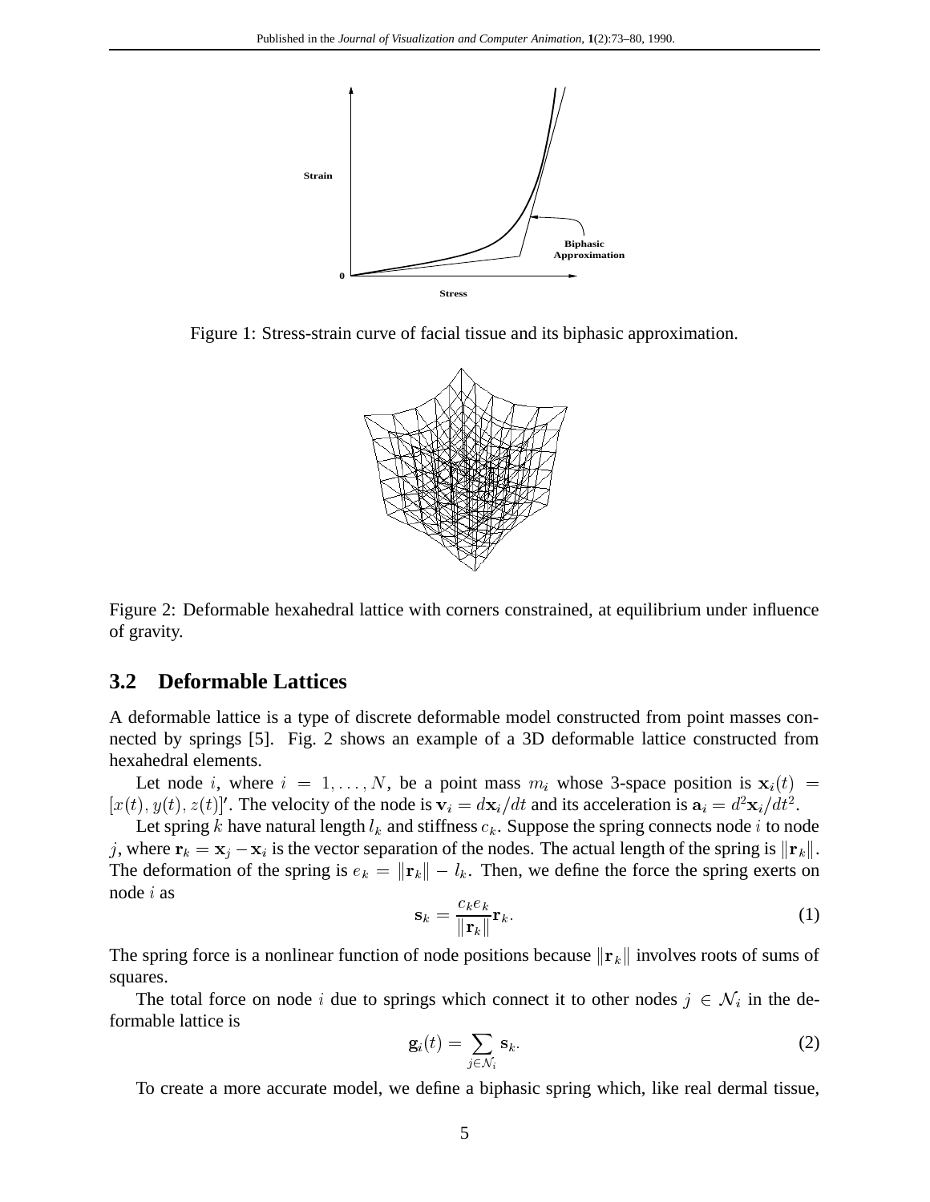Figure 1: Stress-strain curve of facial tissue and its biphasic approximation.

Figure 2: Deformable hexahedral lattice with corners constrained, at equilibrium under influence of gravity.

### 3.2 Deformable Lattices

A deformable lattice is a type of discrete deformable model constructed from point masses connected by springs [5]. Fig. 2 shows an example of a 3D deformable lattice constructed from hexahedral elements.

Let node $i$, where $i = 1, \ldots, N$, be a point mass $m_i$ whose 3-space position is $\mathbf{x}_i(t) = [x(t), y(t), z(t)]'$. The velocity of the node is $\mathbf{v}_i = d\mathbf{x}_i/dt$ and its acceleration is $\mathbf{a}_i = d^2\mathbf{x}_i/dt^2$.

Let spring $k$ have natural length $l_k$ and stiffness $c_k$. Suppose the spring connects node $i$ to node $j$, where $\mathbf{r}_k = \mathbf{x}_j - \mathbf{x}_i$ is the vector separation of the nodes. The actual length of the spring is $\|\mathbf{r}_k\|$. The deformation of the spring is $e_k = \|\mathbf{r}_k\| - l_k$. Then, we define the force the spring exerts on node $i$ as

$$\mathbf{s}_k = \frac{c_k e_k}{\|\mathbf{r}_k\|}\mathbf{r}_k. \tag{1}$$

The spring force is a nonlinear function of node positions because $\|\mathbf{r}_k\|$ involves roots of sums of squares.

The total force on node $i$ due to springs which connect it to other nodes $j \in \mathcal{N}_i$ in the deformable lattice is

$$\mathbf{g}_i(t) = \sum_{j \in \mathcal{N}_i} \mathbf{s}_k. \tag{2}$$

To create a more accurate model, we define a biphasic spring which, like real dermal tissue,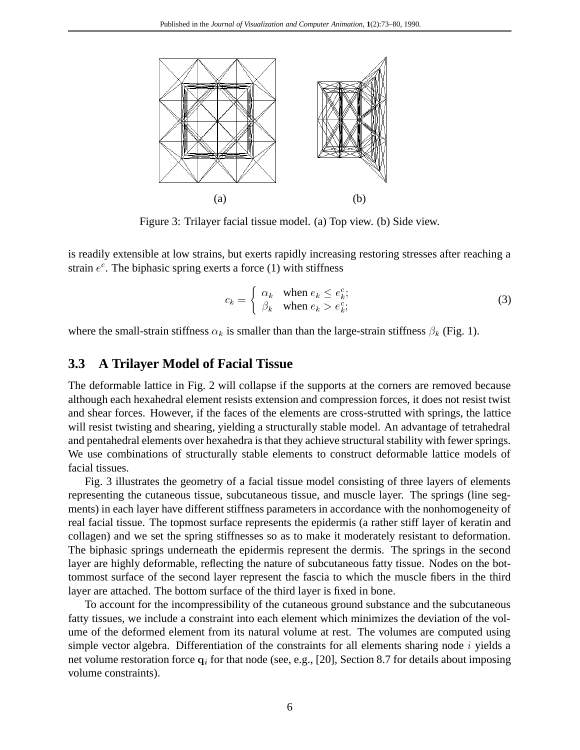(a) (b)

Figure 3: Trilayer facial tissue model. (a) Top view. (b) Side view.

is readily extensible at low strains, but exerts rapidly increasing restoring stresses after reaching a strain $e^c$. The biphasic spring exerts a force (1) with stiffness

$$c_k = \begin{cases} \alpha_k & \text{when } e_k \leq e_k^c; \\ \beta_k & \text{when } e_k > e_k^c; \end{cases} \tag{3}$$

where the small-strain stiffness $\alpha_k$ is smaller than than the large-strain stiffness $\beta_k$ (Fig. 1).

### 3.3 A Trilayer Model of Facial Tissue

The deformable lattice in Fig. 2 will collapse if the supports at the corners are removed because although each hexahedral element resists extension and compression forces, it does not resist twist and shear forces. However, if the faces of the elements are cross-strutted with springs, the lattice will resist twisting and shearing, yielding a structurally stable model. An advantage of tetrahedral and pentahedral elements over hexahedra is that they achieve structural stability with fewer springs. We use combinations of structurally stable elements to construct deformable lattice models of facial tissues.

Fig. 3 illustrates the geometry of a facial tissue model consisting of three layers of elements representing the cutaneous tissue, subcutaneous tissue, and muscle layer. The springs (line segments) in each layer have different stiffness parameters in accordance with the nonhomogeneity of real facial tissue. The topmost surface represents the epidermis (a rather stiff layer of keratin and collagen) and we set the spring stiffnesses so as to make it moderately resistant to deformation. The biphasic springs underneath the epidermis represent the dermis. The springs in the second layer are highly deformable, reflecting the nature of subcutaneous fatty tissue. Nodes on the bottommost surface of the second layer represent the fascia to which the muscle fibers in the third layer are attached. The bottom surface of the third layer is fixed in bone.

To account for the incompressibility of the cutaneous ground substance and the subcutaneous fatty tissues, we include a constraint into each element which minimizes the deviation of the volume of the deformed element from its natural volume at rest. The volumes are computed using simple vector algebra. Differentiation of the constraints for all elements sharing node $i$ yields a net volume restoration force $\mathbf{q}_i$ for that node (see, e.g., [20], Section 8.7 for details about imposing volume constraints).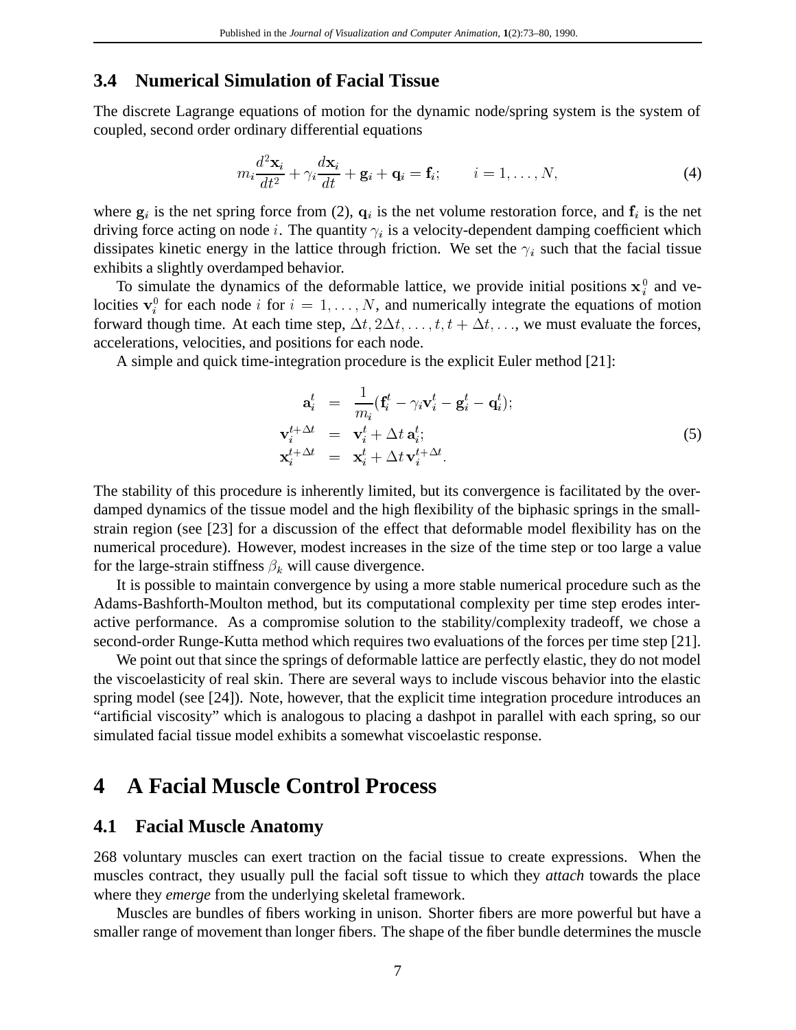### 3.4 Numerical Simulation of Facial Tissue

The discrete Lagrange equations of motion for the dynamic node/spring system is the system of coupled, second order ordinary differential equations

$$m_i \frac{d^2\mathbf{x}_i}{dt^2} + \gamma_i \frac{d\mathbf{x}_i}{dt} + \mathbf{g}_i + \mathbf{q}_i = \mathbf{f}_i; \qquad i = 1, \ldots, N, \tag{4}$$

where $\mathbf{g}_i$ is the net spring force from (2), $\mathbf{q}_i$ is the net volume restoration force, and $\mathbf{f}_i$ is the net driving force acting on node $i$. The quantity $\gamma_i$ is a velocity-dependent damping coefficient which dissipates kinetic energy in the lattice through friction. We set the $\gamma_i$ such that the facial tissue exhibits a slightly overdamped behavior.

To simulate the dynamics of the deformable lattice, we provide initial positions $\mathbf{x}_i^0$ and velocities $\mathbf{v}_i^0$ for each node $i$ for $i = 1, \ldots, N$, and numerically integrate the equations of motion forward though time. At each time step, $\Delta t, 2\Delta t, \ldots, t, t + \Delta t, \ldots$, we must evaluate the forces, accelerations, velocities, and positions for each node.

A simple and quick time-integration procedure is the explicit Euler method [21]:

$$\begin{aligned}
\mathbf{a}_i^t &= \frac{1}{m_i}(\mathbf{f}_i^t - \gamma_i \mathbf{v}_i^t - \mathbf{g}_i^t - \mathbf{q}_i^t); \\
\mathbf{v}_i^{t+\Delta t} &= \mathbf{v}_i^t + \Delta t\, \mathbf{a}_i^t; \\
\mathbf{x}_i^{t+\Delta t} &= \mathbf{x}_i^t + \Delta t\, \mathbf{v}_i^{t+\Delta t}.
\end{aligned} \tag{5}$$

The stability of this procedure is inherently limited, but its convergence is facilitated by the overdamped dynamics of the tissue model and the high flexibility of the biphasic springs in the small-strain region (see [23] for a discussion of the effect that deformable model flexibility has on the numerical procedure). However, modest increases in the size of the time step or too large a value for the large-strain stiffness $\beta_k$ will cause divergence.

It is possible to maintain convergence by using a more stable numerical procedure such as the Adams-Bashforth-Moulton method, but its computational complexity per time step erodes interactive performance. As a compromise solution to the stability/complexity tradeoff, we chose a second-order Runge-Kutta method which requires two evaluations of the forces per time step [21].

We point out that since the springs of deformable lattice are perfectly elastic, they do not model the viscoelasticity of real skin. There are several ways to include viscous behavior into the elastic spring model (see [24]). Note, however, that the explicit time integration procedure introduces an "artificial viscosity" which is analogous to placing a dashpot in parallel with each spring, so our simulated facial tissue model exhibits a somewhat viscoelastic response.

## 4 A Facial Muscle Control Process

### 4.1 Facial Muscle Anatomy

268 voluntary muscles can exert traction on the facial tissue to create expressions. When the muscles contract, they usually pull the facial soft tissue to which they *attach* towards the place where they *emerge* from the underlying skeletal framework.

Muscles are bundles of fibers working in unison. Shorter fibers are more powerful but have a smaller range of movement than longer fibers. The shape of the fiber bundle determines the muscle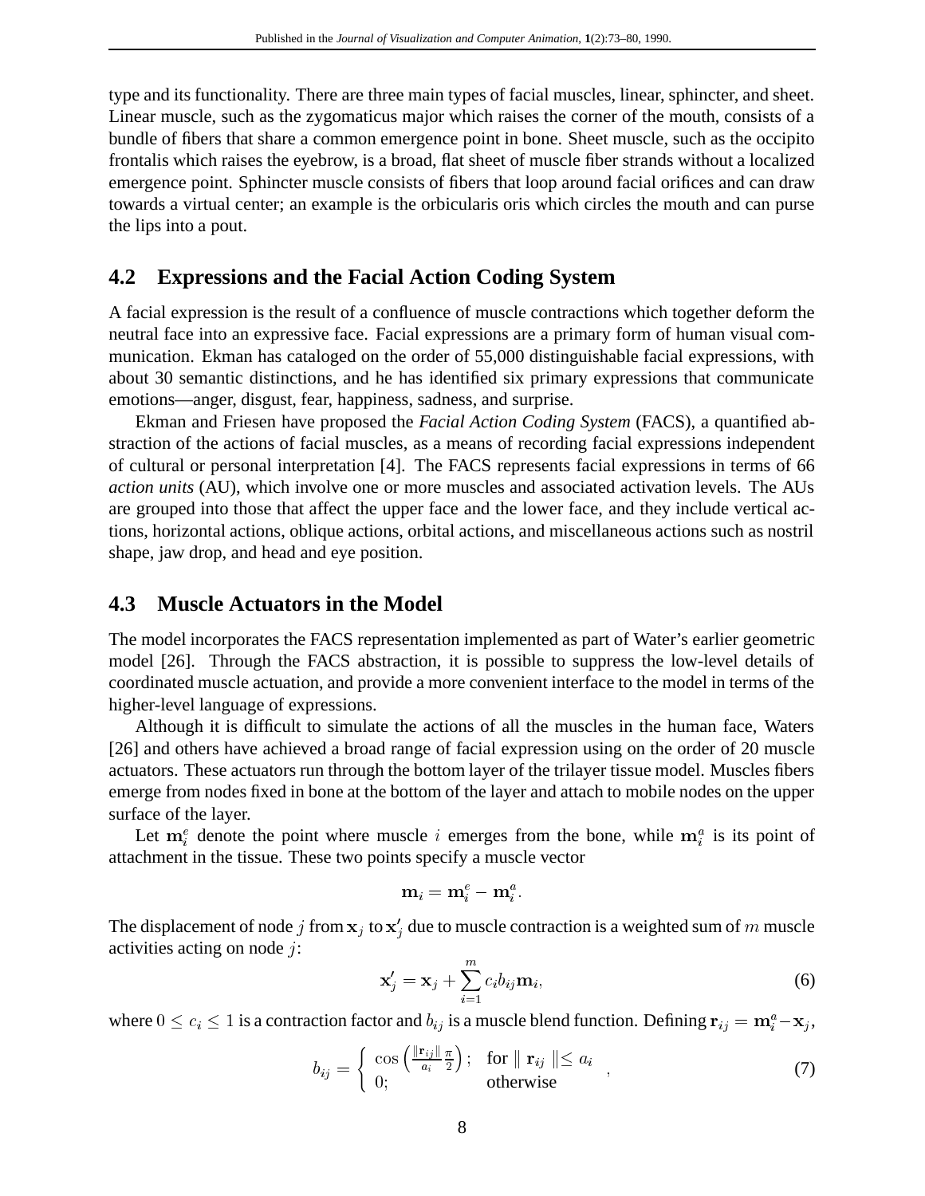type and its functionality. There are three main types of facial muscles, linear, sphincter, and sheet. Linear muscle, such as the zygomaticus major which raises the corner of the mouth, consists of a bundle of fibers that share a common emergence point in bone. Sheet muscle, such as the occipito frontalis which raises the eyebrow, is a broad, flat sheet of muscle fiber strands without a localized emergence point. Sphincter muscle consists of fibers that loop around facial orifices and can draw towards a virtual center; an example is the orbicularis oris which circles the mouth and can purse the lips into a pout.

## 4.2 Expressions and the Facial Action Coding System

A facial expression is the result of a confluence of muscle contractions which together deform the neutral face into an expressive face. Facial expressions are a primary form of human visual communication. Ekman has cataloged on the order of 55,000 distinguishable facial expressions, with about 30 semantic distinctions, and he has identified six primary expressions that communicate emotions—anger, disgust, fear, happiness, sadness, and surprise.

Ekman and Friesen have proposed the *Facial Action Coding System* (FACS), a quantified abstraction of the actions of facial muscles, as a means of recording facial expressions independent of cultural or personal interpretation [4]. The FACS represents facial expressions in terms of 66 *action units* (AU), which involve one or more muscles and associated activation levels. The AUs are grouped into those that affect the upper face and the lower face, and they include vertical actions, horizontal actions, oblique actions, orbital actions, and miscellaneous actions such as nostril shape, jaw drop, and head and eye position.

## 4.3 Muscle Actuators in the Model

The model incorporates the FACS representation implemented as part of Water's earlier geometric model [26]. Through the FACS abstraction, it is possible to suppress the low-level details of coordinated muscle actuation, and provide a more convenient interface to the model in terms of the higher-level language of expressions.

Although it is difficult to simulate the actions of all the muscles in the human face, Waters [26] and others have achieved a broad range of facial expression using on the order of 20 muscle actuators. These actuators run through the bottom layer of the trilayer tissue model. Muscles fibers emerge from nodes fixed in bone at the bottom of the layer and attach to mobile nodes on the upper surface of the layer.

Let $\mathbf{m}_i^e$ denote the point where muscle $i$ emerges from the bone, while $\mathbf{m}_i^a$ is its point of attachment in the tissue. These two points specify a muscle vector

$$\mathbf{m}_i = \mathbf{m}_i^e - \mathbf{m}_i^a.$$

The displacement of node $j$ from $\mathbf{x}_j$ to $\mathbf{x}'_j$ due to muscle contraction is a weighted sum of $m$ muscle activities acting on node $j$:

$$\mathbf{x}'_j = \mathbf{x}_j + \sum_{i=1}^{m} c_i b_{ij} \mathbf{m}_i, \tag{6}$$

where $0 \le c_i \le 1$ is a contraction factor and $b_{ij}$ is a muscle blend function. Defining $\mathbf{r}_{ij} = \mathbf{m}_i^a - \mathbf{x}_j$,

$$b_{ij} = \begin{cases} \cos\left(\frac{\|\mathbf{r}_{ij}\|}{a_i}\frac{\pi}{2}\right); & \text{for } \| \mathbf{r}_{ij} \| \le a_i \\ 0; & \text{otherwise} \end{cases}, \tag{7}$$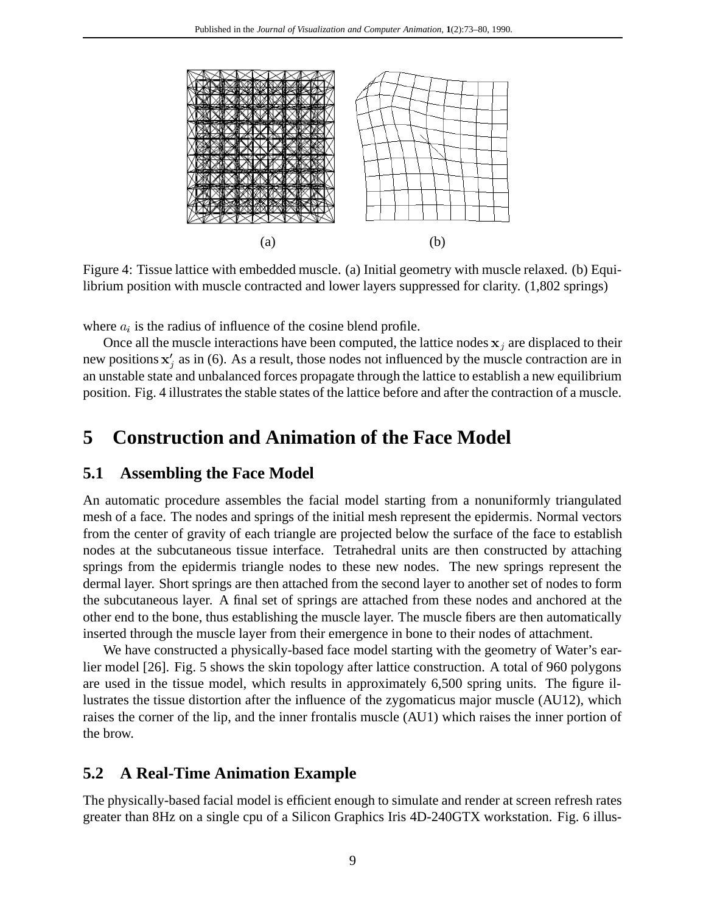(a) (b)

Figure 4: Tissue lattice with embedded muscle. (a) Initial geometry with muscle relaxed. (b) Equilibrium position with muscle contracted and lower layers suppressed for clarity. (1,802 springs)

where $a_i$ is the radius of influence of the cosine blend profile.

Once all the muscle interactions have been computed, the lattice nodes $\mathbf{x}_j$ are displaced to their new positions $\mathbf{x}'_j$ as in (6). As a result, those nodes not influenced by the muscle contraction are in an unstable state and unbalanced forces propagate through the lattice to establish a new equilibrium position. Fig. 4 illustrates the stable states of the lattice before and after the contraction of a muscle.

# 5 Construction and Animation of the Face Model

## 5.1 Assembling the Face Model

An automatic procedure assembles the facial model starting from a nonuniformly triangulated mesh of a face. The nodes and springs of the initial mesh represent the epidermis. Normal vectors from the center of gravity of each triangle are projected below the surface of the face to establish nodes at the subcutaneous tissue interface. Tetrahedral units are then constructed by attaching springs from the epidermis triangle nodes to these new nodes. The new springs represent the dermal layer. Short springs are then attached from the second layer to another set of nodes to form the subcutaneous layer. A final set of springs are attached from these nodes and anchored at the other end to the bone, thus establishing the muscle layer. The muscle fibers are then automatically inserted through the muscle layer from their emergence in bone to their nodes of attachment.

We have constructed a physically-based face model starting with the geometry of Water's earlier model [26]. Fig. 5 shows the skin topology after lattice construction. A total of 960 polygons are used in the tissue model, which results in approximately 6,500 spring units. The figure illustrates the tissue distortion after the influence of the zygomaticus major muscle (AU12), which raises the corner of the lip, and the inner frontalis muscle (AU1) which raises the inner portion of the brow.

## 5.2 A Real-Time Animation Example

The physically-based facial model is efficient enough to simulate and render at screen refresh rates greater than 8Hz on a single cpu of a Silicon Graphics Iris 4D-240GTX workstation. Fig. 6 illus-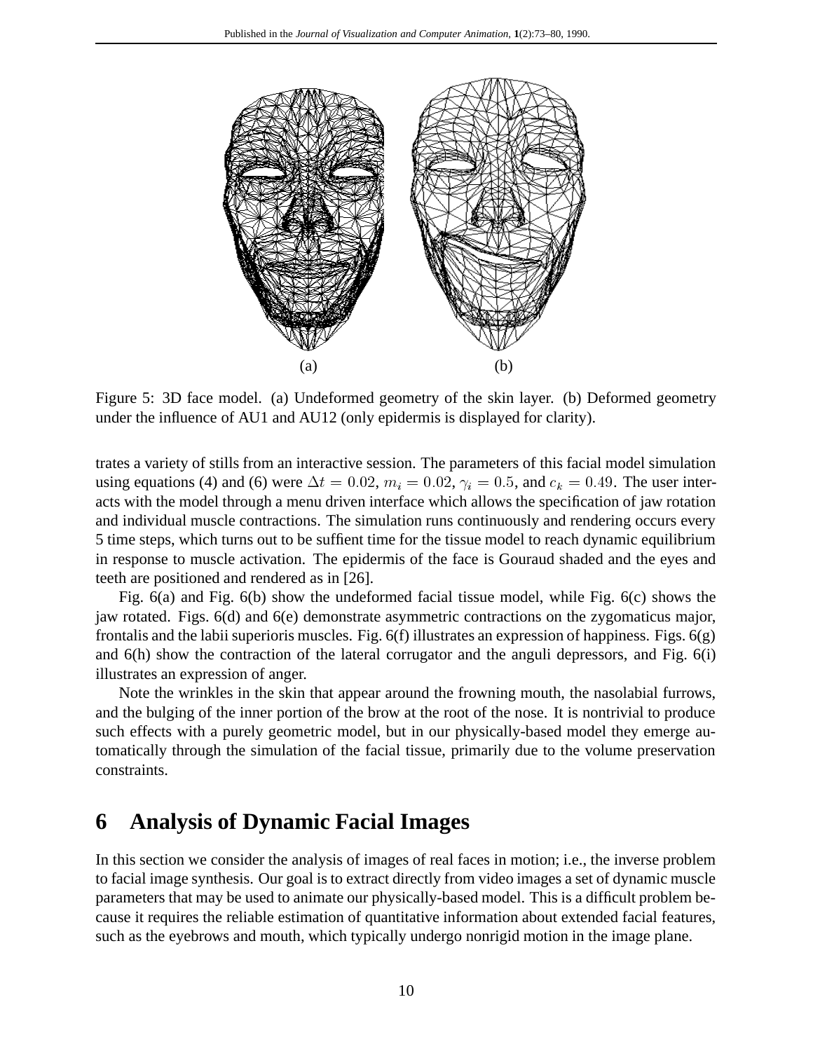(a) (b)

Figure 5: 3D face model. (a) Undeformed geometry of the skin layer. (b) Deformed geometry under the influence of AU1 and AU12 (only epidermis is displayed for clarity).

trates a variety of stills from an interactive session. The parameters of this facial model simulation using equations (4) and (6) were $\Delta t = 0.02$, $m_i = 0.02$, $\gamma_i = 0.5$, and $c_k = 0.49$. The user interacts with the model through a menu driven interface which allows the specification of jaw rotation and individual muscle contractions. The simulation runs continuously and rendering occurs every 5 time steps, which turns out to be suffient time for the tissue model to reach dynamic equilibrium in response to muscle activation. The epidermis of the face is Gouraud shaded and the eyes and teeth are positioned and rendered as in [26].

Fig. 6(a) and Fig. 6(b) show the undeformed facial tissue model, while Fig. 6(c) shows the jaw rotated. Figs. 6(d) and 6(e) demonstrate asymmetric contractions on the zygomaticus major, frontalis and the labii superioris muscles. Fig. 6(f) illustrates an expression of happiness. Figs. 6(g) and 6(h) show the contraction of the lateral corrugator and the anguli depressors, and Fig. 6(i) illustrates an expression of anger.

Note the wrinkles in the skin that appear around the frowning mouth, the nasolabial furrows, and the bulging of the inner portion of the brow at the root of the nose. It is nontrivial to produce such effects with a purely geometric model, but in our physically-based model they emerge automatically through the simulation of the facial tissue, primarily due to the volume preservation constraints.

## 6 Analysis of Dynamic Facial Images

In this section we consider the analysis of images of real faces in motion; i.e., the inverse problem to facial image synthesis. Our goal is to extract directly from video images a set of dynamic muscle parameters that may be used to animate our physically-based model. This is a difficult problem because it requires the reliable estimation of quantitative information about extended facial features, such as the eyebrows and mouth, which typically undergo nonrigid motion in the image plane.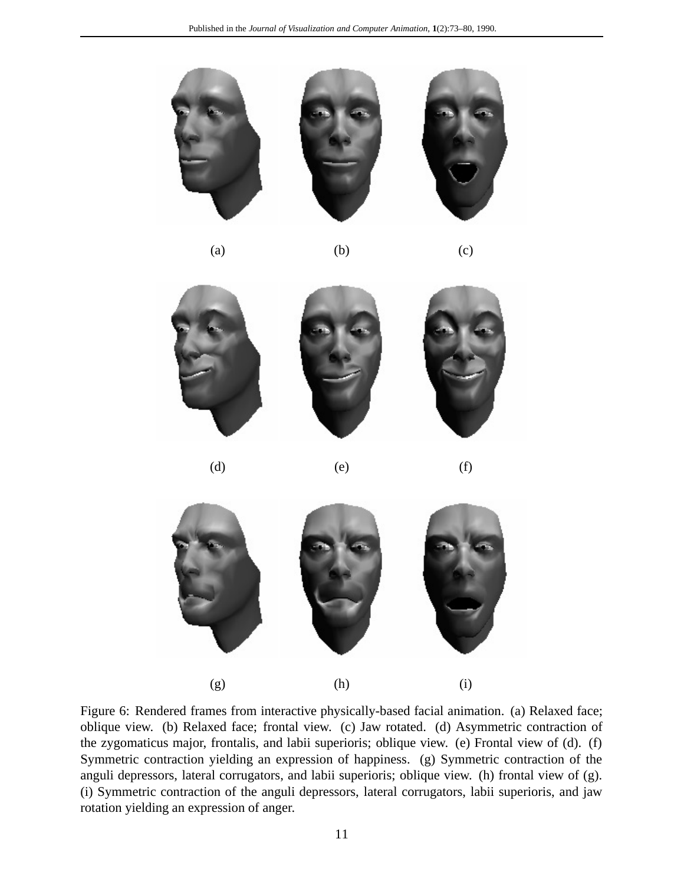(a) (b) (c)

(d) (e) (f)

(g) (h) (i)

Figure 6: Rendered frames from interactive physically-based facial animation. (a) Relaxed face; oblique view. (b) Relaxed face; frontal view. (c) Jaw rotated. (d) Asymmetric contraction of the zygomaticus major, frontalis, and labii superioris; oblique view. (e) Frontal view of (d). (f) Symmetric contraction yielding an expression of happiness. (g) Symmetric contraction of the anguli depressors, lateral corrugators, and labii superioris; oblique view. (h) frontal view of (g). (i) Symmetric contraction of the anguli depressors, lateral corrugators, labii superioris, and jaw rotation yielding an expression of anger.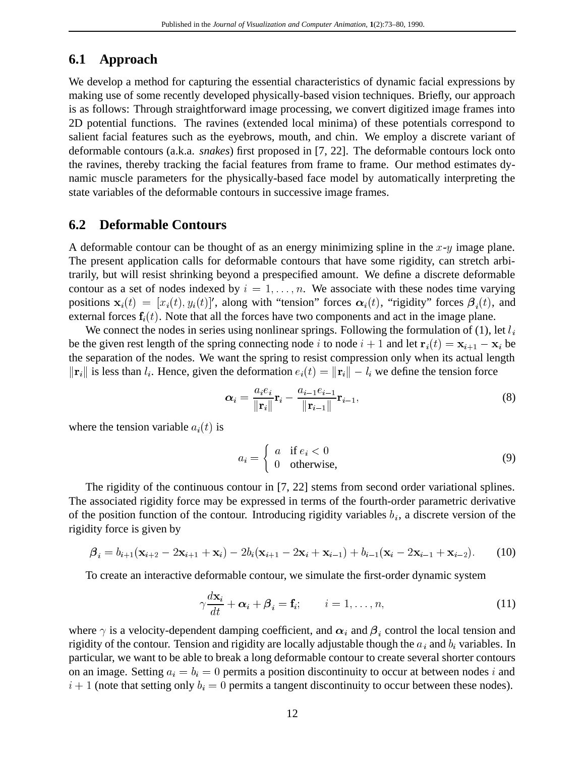## 6.1 Approach

We develop a method for capturing the essential characteristics of dynamic facial expressions by making use of some recently developed physically-based vision techniques. Briefly, our approach is as follows: Through straightforward image processing, we convert digitized image frames into 2D potential functions. The ravines (extended local minima) of these potentials correspond to salient facial features such as the eyebrows, mouth, and chin. We employ a discrete variant of deformable contours (a.k.a. *snakes*) first proposed in [7, 22]. The deformable contours lock onto the ravines, thereby tracking the facial features from frame to frame. Our method estimates dynamic muscle parameters for the physically-based face model by automatically interpreting the state variables of the deformable contours in successive image frames.

## 6.2 Deformable Contours

A deformable contour can be thought of as an energy minimizing spline in the $x$-$y$ image plane. The present application calls for deformable contours that have some rigidity, can stretch arbitrarily, but will resist shrinking beyond a prespecified amount. We define a discrete deformable contour as a set of nodes indexed by $i = 1, \ldots, n$. We associate with these nodes time varying positions $\mathbf{x}_i(t) = [x_i(t), y_i(t)]'$, along with "tension" forces $\boldsymbol{\alpha}_i(t)$, "rigidity" forces $\boldsymbol{\beta}_i(t)$, and external forces $\mathbf{f}_i(t)$. Note that all the forces have two components and act in the image plane.

We connect the nodes in series using nonlinear springs. Following the formulation of (1), let $l_i$ be the given rest length of the spring connecting node $i$ to node $i+1$ and let $\mathbf{r}_i(t) = \mathbf{x}_{i+1} - \mathbf{x}_i$ be the separation of the nodes. We want the spring to resist compression only when its actual length $\|\mathbf{r}_i\|$ is less than $l_i$. Hence, given the deformation $e_i(t) = \|\mathbf{r}_i\| - l_i$ we define the tension force

$$\boldsymbol{\alpha}_i = \frac{a_i e_i}{\|\mathbf{r}_i\|}\mathbf{r}_i - \frac{a_{i-1} e_{i-1}}{\|\mathbf{r}_{i-1}\|}\mathbf{r}_{i-1}, \tag{8}$$

where the tension variable $a_i(t)$ is

$$a_i = \begin{cases} a & \text{if } e_i < 0 \\ 0 & \text{otherwise,} \end{cases} \tag{9}$$

The rigidity of the continuous contour in [7, 22] stems from second order variational splines. The associated rigidity force may be expressed in terms of the fourth-order parametric derivative of the position function of the contour. Introducing rigidity variables $b_i$, a discrete version of the rigidity force is given by

$$\boldsymbol{\beta}_i = b_{i+1}(\mathbf{x}_{i+2} - 2\mathbf{x}_{i+1} + \mathbf{x}_i) - 2b_i(\mathbf{x}_{i+1} - 2\mathbf{x}_i + \mathbf{x}_{i-1}) + b_{i-1}(\mathbf{x}_i - 2\mathbf{x}_{i-1} + \mathbf{x}_{i-2}). \tag{10}$$

To create an interactive deformable contour, we simulate the first-order dynamic system

$$\gamma \frac{d\mathbf{x}_i}{dt} + \boldsymbol{\alpha}_i + \boldsymbol{\beta}_i = \mathbf{f}_i; \qquad i = 1, \ldots, n, \tag{11}$$

where $\gamma$ is a velocity-dependent damping coefficient, and $\boldsymbol{\alpha}_i$ and $\boldsymbol{\beta}_i$ control the local tension and rigidity of the contour. Tension and rigidity are locally adjustable though the $a_i$ and $b_i$ variables. In particular, we want to be able to break a long deformable contour to create several shorter contours on an image. Setting $a_i = b_i = 0$ permits a position discontinuity to occur at between nodes $i$ and $i+1$ (note that setting only $b_i = 0$ permits a tangent discontinuity to occur between these nodes).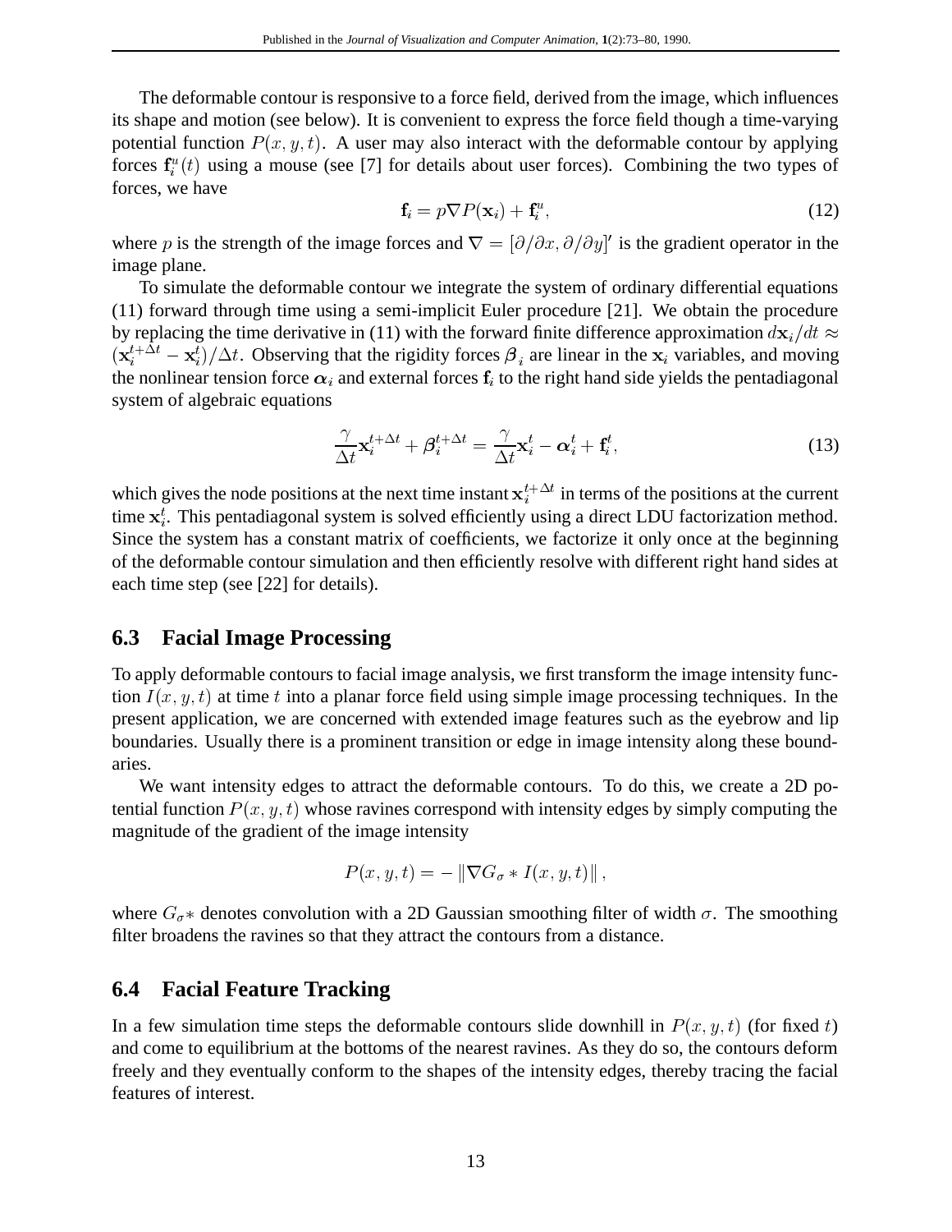The deformable contour is responsive to a force field, derived from the image, which influences its shape and motion (see below). It is convenient to express the force field though a time-varying potential function $P(x, y, t)$. A user may also interact with the deformable contour by applying forces $\mathbf{f}_i^u(t)$ using a mouse (see [7] for details about user forces). Combining the two types of forces, we have

$$\mathbf{f}_i = p\nabla P(\mathbf{x}_i) + \mathbf{f}_i^u, \tag{12}$$

where $p$ is the strength of the image forces and $\nabla = [\partial/\partial x, \partial/\partial y]'$ is the gradient operator in the image plane.

To simulate the deformable contour we integrate the system of ordinary differential equations (11) forward through time using a semi-implicit Euler procedure [21]. We obtain the procedure by replacing the time derivative in (11) with the forward finite difference approximation $d\mathbf{x}_i/dt \approx (\mathbf{x}_i^{t+\Delta t} - \mathbf{x}_i^t)/\Delta t$. Observing that the rigidity forces $\boldsymbol{\beta}_i$ are linear in the $\mathbf{x}_i$ variables, and moving the nonlinear tension force $\boldsymbol{\alpha}_i$ and external forces $\mathbf{f}_i$ to the right hand side yields the pentadiagonal system of algebraic equations

$$\frac{\gamma}{\Delta t}\mathbf{x}_i^{t+\Delta t} + \boldsymbol{\beta}_i^{t+\Delta t} = \frac{\gamma}{\Delta t}\mathbf{x}_i^t - \boldsymbol{\alpha}_i^t + \mathbf{f}_i^t, \tag{13}$$

which gives the node positions at the next time instant $\mathbf{x}_i^{t+\Delta t}$ in terms of the positions at the current time $\mathbf{x}_i^t$. This pentadiagonal system is solved efficiently using a direct LDU factorization method. Since the system has a constant matrix of coefficients, we factorize it only once at the beginning of the deformable contour simulation and then efficiently resolve with different right hand sides at each time step (see [22] for details).

## 6.3 Facial Image Processing

To apply deformable contours to facial image analysis, we first transform the image intensity function $I(x, y, t)$ at time $t$ into a planar force field using simple image processing techniques. In the present application, we are concerned with extended image features such as the eyebrow and lip boundaries. Usually there is a prominent transition or edge in image intensity along these boundaries.

We want intensity edges to attract the deformable contours. To do this, we create a 2D potential function $P(x, y, t)$ whose ravines correspond with intensity edges by simply computing the magnitude of the gradient of the image intensity

$$P(x, y, t) = -\left\|\nabla G_\sigma * I(x, y, t)\right\|,$$

where $G_\sigma *$ denotes convolution with a 2D Gaussian smoothing filter of width $\sigma$. The smoothing filter broadens the ravines so that they attract the contours from a distance.

## 6.4 Facial Feature Tracking

In a few simulation time steps the deformable contours slide downhill in $P(x, y, t)$ (for fixed $t$) and come to equilibrium at the bottoms of the nearest ravines. As they do so, the contours deform freely and they eventually conform to the shapes of the intensity edges, thereby tracing the facial features of interest.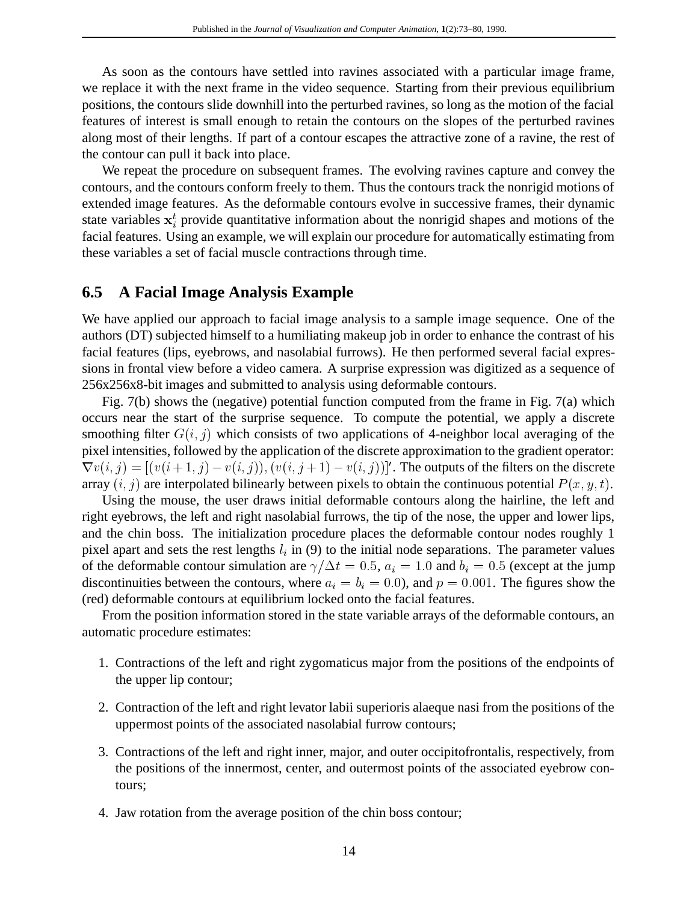As soon as the contours have settled into ravines associated with a particular image frame, we replace it with the next frame in the video sequence. Starting from their previous equilibrium positions, the contours slide downhill into the perturbed ravines, so long as the motion of the facial features of interest is small enough to retain the contours on the slopes of the perturbed ravines along most of their lengths. If part of a contour escapes the attractive zone of a ravine, the rest of the contour can pull it back into place.

We repeat the procedure on subsequent frames. The evolving ravines capture and convey the contours, and the contours conform freely to them. Thus the contours track the nonrigid motions of extended image features. As the deformable contours evolve in successive frames, their dynamic state variables $\mathbf{x}_i^t$ provide quantitative information about the nonrigid shapes and motions of the facial features. Using an example, we will explain our procedure for automatically estimating from these variables a set of facial muscle contractions through time.

## 6.5 A Facial Image Analysis Example

We have applied our approach to facial image analysis to a sample image sequence. One of the authors (DT) subjected himself to a humiliating makeup job in order to enhance the contrast of his facial features (lips, eyebrows, and nasolabial furrows). He then performed several facial expressions in frontal view before a video camera. A surprise expression was digitized as a sequence of 256x256x8-bit images and submitted to analysis using deformable contours.

Fig. 7(b) shows the (negative) potential function computed from the frame in Fig. 7(a) which occurs near the start of the surprise sequence. To compute the potential, we apply a discrete smoothing filter $G(i, j)$ which consists of two applications of 4-neighbor local averaging of the pixel intensities, followed by the application of the discrete approximation to the gradient operator: $\nabla v(i, j) = [(v(i+1, j) - v(i, j)), (v(i, j+1) - v(i, j))]'$. The outputs of the filters on the discrete array $(i, j)$ are interpolated bilinearly between pixels to obtain the continuous potential $P(x, y, t)$.

Using the mouse, the user draws initial deformable contours along the hairline, the left and right eyebrows, the left and right nasolabial furrows, the tip of the nose, the upper and lower lips, and the chin boss. The initialization procedure places the deformable contour nodes roughly 1 pixel apart and sets the rest lengths $l_i$ in (9) to the initial node separations. The parameter values of the deformable contour simulation are $\gamma/\Delta t = 0.5$, $a_i = 1.0$ and $b_i = 0.5$ (except at the jump discontinuities between the contours, where $a_i = b_i = 0.0$), and $p = 0.001$. The figures show the (red) deformable contours at equilibrium locked onto the facial features.

From the position information stored in the state variable arrays of the deformable contours, an automatic procedure estimates:

1. Contractions of the left and right zygomaticus major from the positions of the endpoints of the upper lip contour;
2. Contraction of the left and right levator labii superioris alaeque nasi from the positions of the uppermost points of the associated nasolabial furrow contours;
3. Contractions of the left and right inner, major, and outer occipitofrontalis, respectively, from the positions of the innermost, center, and outermost points of the associated eyebrow contours;
4. Jaw rotation from the average position of the chin boss contour;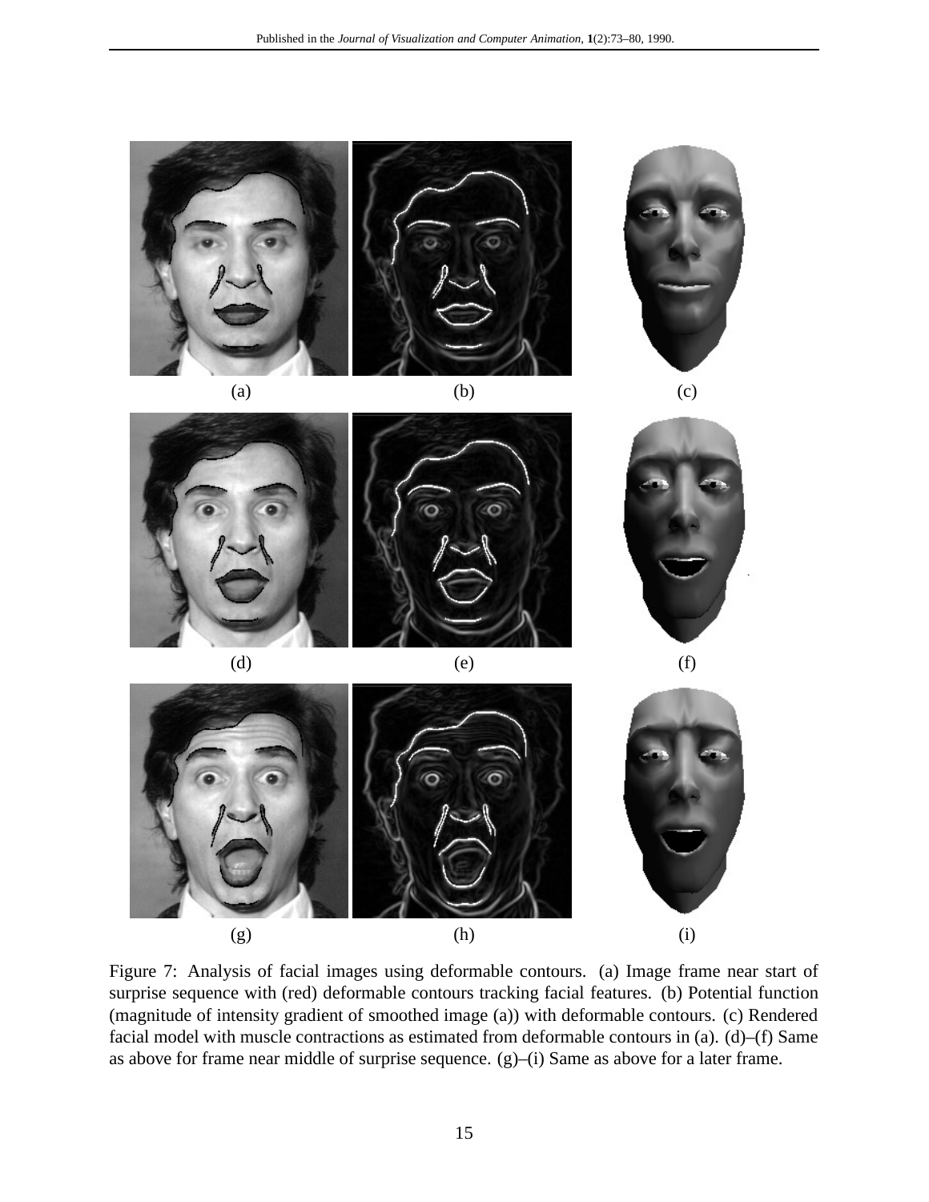(a) (b) (c)

(d) (e) (f)

(g) (h) (i)

Figure 7: Analysis of facial images using deformable contours. (a) Image frame near start of surprise sequence with (red) deformable contours tracking facial features. (b) Potential function (magnitude of intensity gradient of smoothed image (a)) with deformable contours. (c) Rendered facial model with muscle contractions as estimated from deformable contours in (a). (d)–(f) Same as above for frame near middle of surprise sequence. (g)–(i) Same as above for a later frame.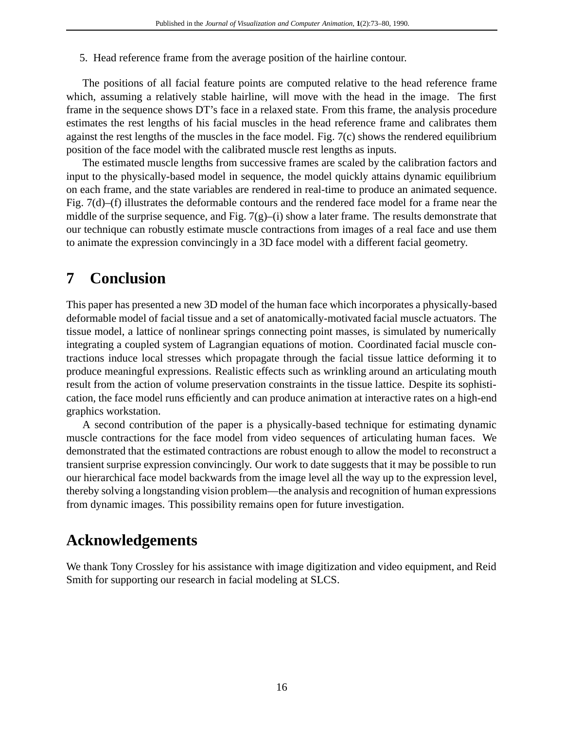5. Head reference frame from the average position of the hairline contour.

The positions of all facial feature points are computed relative to the head reference frame which, assuming a relatively stable hairline, will move with the head in the image. The first frame in the sequence shows DT's face in a relaxed state. From this frame, the analysis procedure estimates the rest lengths of his facial muscles in the head reference frame and calibrates them against the rest lengths of the muscles in the face model. Fig. 7(c) shows the rendered equilibrium position of the face model with the calibrated muscle rest lengths as inputs.

The estimated muscle lengths from successive frames are scaled by the calibration factors and input to the physically-based model in sequence, the model quickly attains dynamic equilibrium on each frame, and the state variables are rendered in real-time to produce an animated sequence. Fig. 7(d)–(f) illustrates the deformable contours and the rendered face model for a frame near the middle of the surprise sequence, and Fig. 7(g)–(i) show a later frame. The results demonstrate that our technique can robustly estimate muscle contractions from images of a real face and use them to animate the expression convincingly in a 3D face model with a different facial geometry.

# 7 Conclusion

This paper has presented a new 3D model of the human face which incorporates a physically-based deformable model of facial tissue and a set of anatomically-motivated facial muscle actuators. The tissue model, a lattice of nonlinear springs connecting point masses, is simulated by numerically integrating a coupled system of Lagrangian equations of motion. Coordinated facial muscle contractions induce local stresses which propagate through the facial tissue lattice deforming it to produce meaningful expressions. Realistic effects such as wrinkling around an articulating mouth result from the action of volume preservation constraints in the tissue lattice. Despite its sophistication, the face model runs efficiently and can produce animation at interactive rates on a high-end graphics workstation.

A second contribution of the paper is a physically-based technique for estimating dynamic muscle contractions for the face model from video sequences of articulating human faces. We demonstrated that the estimated contractions are robust enough to allow the model to reconstruct a transient surprise expression convincingly. Our work to date suggests that it may be possible to run our hierarchical face model backwards from the image level all the way up to the expression level, thereby solving a longstanding vision problem—the analysis and recognition of human expressions from dynamic images. This possibility remains open for future investigation.

# Acknowledgements

We thank Tony Crossley for his assistance with image digitization and video equipment, and Reid Smith for supporting our research in facial modeling at SLCS.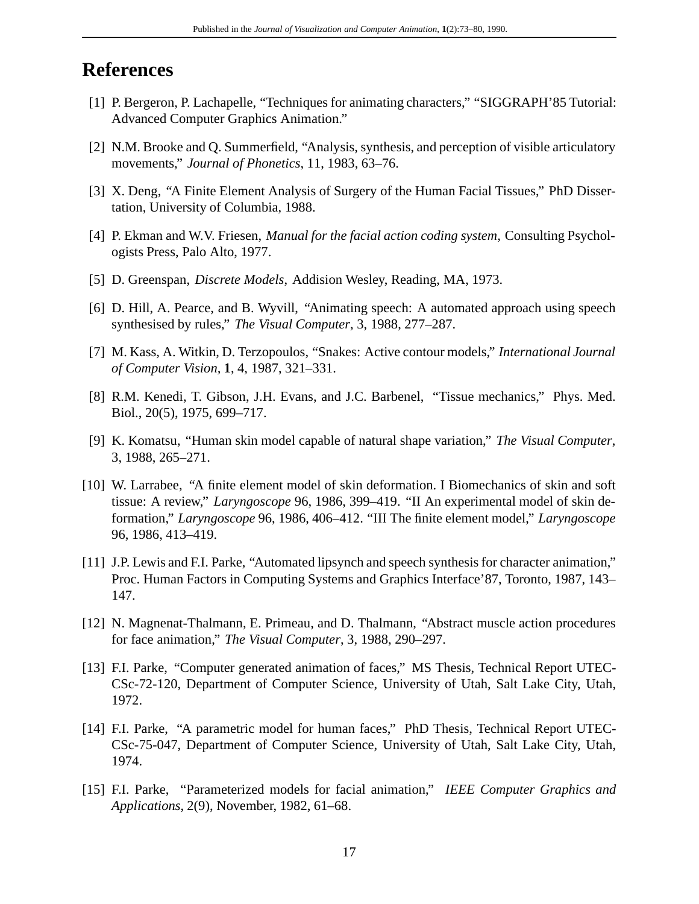# References

[1] P. Bergeron, P. Lachapelle, "Techniques for animating characters," "SIGGRAPH'85 Tutorial: Advanced Computer Graphics Animation."

[2] N.M. Brooke and Q. Summerfield, "Analysis, synthesis, and perception of visible articulatory movements," *Journal of Phonetics*, 11, 1983, 63–76.

[3] X. Deng, "A Finite Element Analysis of Surgery of the Human Facial Tissues," PhD Dissertation, University of Columbia, 1988.

[4] P. Ekman and W.V. Friesen, *Manual for the facial action coding system,* Consulting Psychologists Press, Palo Alto, 1977.

[5] D. Greenspan, *Discrete Models*, Addision Wesley, Reading, MA, 1973.

[6] D. Hill, A. Pearce, and B. Wyvill, "Animating speech: A automated approach using speech synthesised by rules," *The Visual Computer*, 3, 1988, 277–287.

[7] M. Kass, A. Witkin, D. Terzopoulos, "Snakes: Active contour models," *International Journal of Computer Vision*, **1**, 4, 1987, 321–331.

[8] R.M. Kenedi, T. Gibson, J.H. Evans, and J.C. Barbenel, "Tissue mechanics," Phys. Med. Biol., 20(5), 1975, 699–717.

[9] K. Komatsu, "Human skin model capable of natural shape variation," *The Visual Computer*, 3, 1988, 265–271.

[10] W. Larrabee, "A finite element model of skin deformation. I Biomechanics of skin and soft tissue: A review," *Laryngoscope* 96, 1986, 399–419. "II An experimental model of skin deformation," *Laryngoscope* 96, 1986, 406–412. "III The finite element model," *Laryngoscope* 96, 1986, 413–419.

[11] J.P. Lewis and F.I. Parke, "Automated lipsynch and speech synthesis for character animation," Proc. Human Factors in Computing Systems and Graphics Interface'87, Toronto, 1987, 143–147.

[12] N. Magnenat-Thalmann, E. Primeau, and D. Thalmann, "Abstract muscle action procedures for face animation," *The Visual Computer*, 3, 1988, 290–297.

[13] F.I. Parke, "Computer generated animation of faces," MS Thesis, Technical Report UTEC-CSc-72-120, Department of Computer Science, University of Utah, Salt Lake City, Utah, 1972.

[14] F.I. Parke, "A parametric model for human faces," PhD Thesis, Technical Report UTEC-CSc-75-047, Department of Computer Science, University of Utah, Salt Lake City, Utah, 1974.

[15] F.I. Parke, "Parameterized models for facial animation," *IEEE Computer Graphics and Applications,* 2(9), November, 1982, 61–68.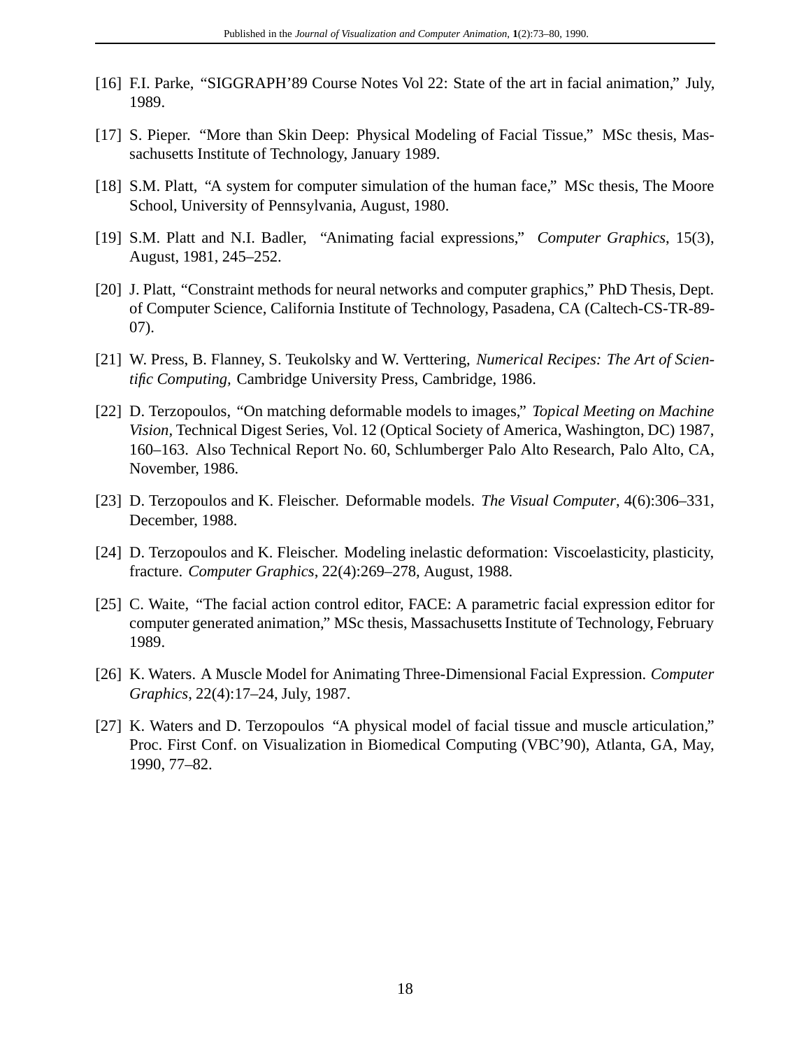[16] F.I. Parke, "SIGGRAPH'89 Course Notes Vol 22: State of the art in facial animation," July, 1989.

[17] S. Pieper. "More than Skin Deep: Physical Modeling of Facial Tissue," MSc thesis, Massachusetts Institute of Technology, January 1989.

[18] S.M. Platt, "A system for computer simulation of the human face," MSc thesis, The Moore School, University of Pennsylvania, August, 1980.

[19] S.M. Platt and N.I. Badler, "Animating facial expressions," *Computer Graphics*, 15(3), August, 1981, 245–252.

[20] J. Platt, "Constraint methods for neural networks and computer graphics," PhD Thesis, Dept. of Computer Science, California Institute of Technology, Pasadena, CA (Caltech-CS-TR-89-07).

[21] W. Press, B. Flanney, S. Teukolsky and W. Verttering, *Numerical Recipes: The Art of Scientific Computing,* Cambridge University Press, Cambridge, 1986.

[22] D. Terzopoulos, "On matching deformable models to images," *Topical Meeting on Machine Vision,* Technical Digest Series, Vol. 12 (Optical Society of America, Washington, DC) 1987, 160–163. Also Technical Report No. 60, Schlumberger Palo Alto Research, Palo Alto, CA, November, 1986.

[23] D. Terzopoulos and K. Fleischer. Deformable models. *The Visual Computer*, 4(6):306–331, December, 1988.

[24] D. Terzopoulos and K. Fleischer. Modeling inelastic deformation: Viscoelasticity, plasticity, fracture. *Computer Graphics*, 22(4):269–278, August, 1988.

[25] C. Waite, "The facial action control editor, FACE: A parametric facial expression editor for computer generated animation," MSc thesis, Massachusetts Institute of Technology, February 1989.

[26] K. Waters. A Muscle Model for Animating Three-Dimensional Facial Expression. *Computer Graphics*, 22(4):17–24, July, 1987.

[27] K. Waters and D. Terzopoulos "A physical model of facial tissue and muscle articulation," Proc. First Conf. on Visualization in Biomedical Computing (VBC'90), Atlanta, GA, May, 1990, 77–82.